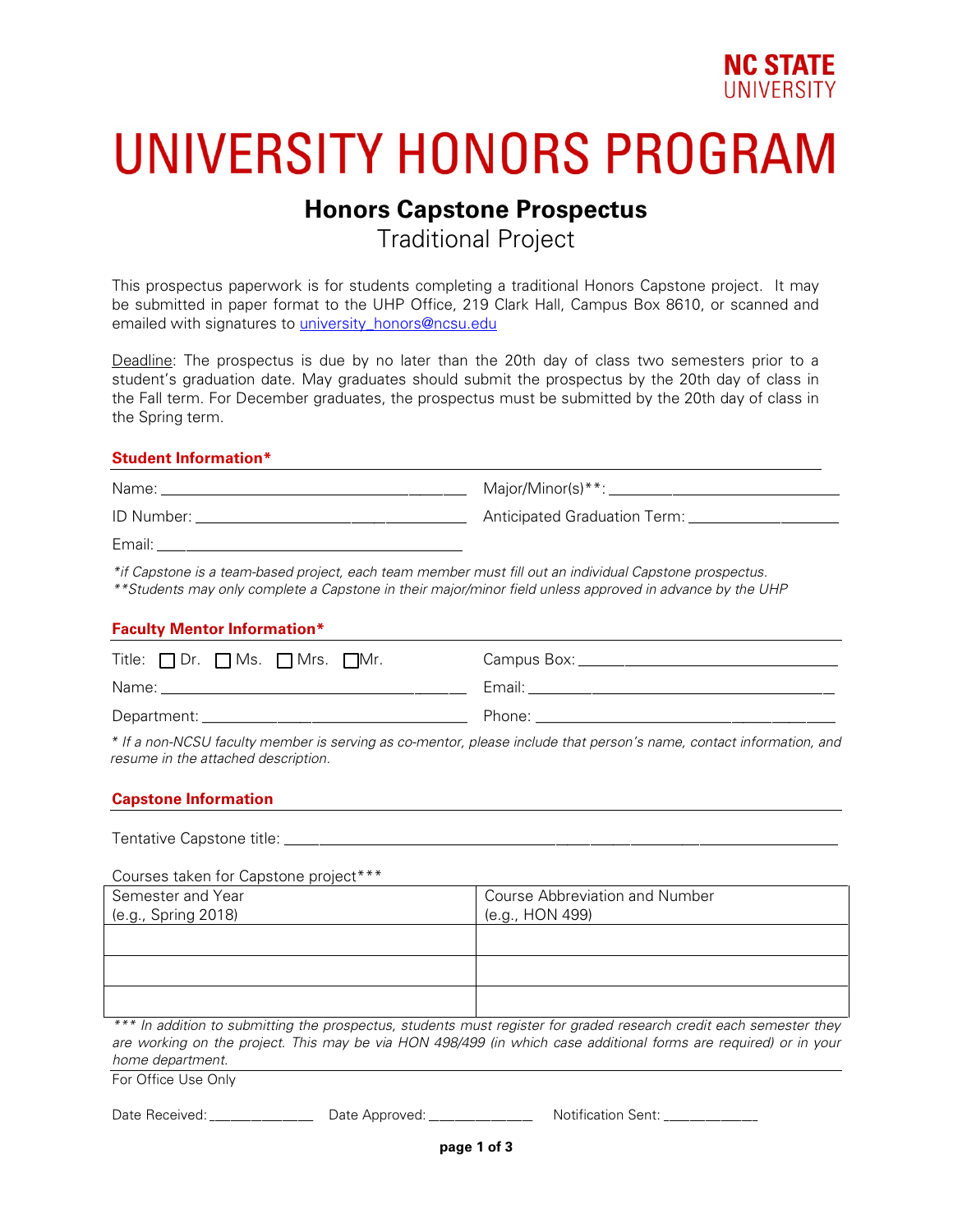NC STATE UNIVERSITY

# UNIVERSITY HONORS PROGRAM

## Honors Capstone Prospectus

Traditional Project

This prospectus paperwork is for students completing a traditional Honors Capstone project. It may be submitted in paper format to the UHP Office, 219 Clark Hall, Campus Box 8610, or scanned and emailed with signatures to university_honors@ncsu.edu

Deadline: The prospectus is due by no later than the 20th day of class two semesters prior to a student's graduation date. May graduates should submit the prospectus by the 20th day of class in the Fall term. For December graduates, the prospectus must be submitted by the 20th day of class in the Spring term.

### Student Information*

Name: ___________________________________ Major/Minor(s)**: ___________________________

ID Number: _______________________________ Anticipated Graduation Term: _________________

Email: ___________________________________

*if Capstone is a team-based project, each team member must fill out an individual Capstone prospectus.
**Students may only complete a Capstone in their major/minor field unless approved in advance by the UHP*

### Faculty Mentor Information*

Title: ☐ Dr. ☐ Ms. ☐ Mrs. ☐ Mr. Campus Box: ______________________________

Name: ___________________________________ Email: ___________________________________

Department: ______________________________ Phone: ___________________________________

*\* If a non-NCSU faculty member is serving as co-mentor, please include that person's name, contact information, and resume in the attached description.*

### Capstone Information

Tentative Capstone title: ___________________________________________________________

Courses taken for Capstone project***

| Semester and Year (e.g., Spring 2018) | Course Abbreviation and Number (e.g., HON 499) |
|---|---|
| | |
| | |
| | |

*\*\*\* In addition to submitting the prospectus, students must register for graded research credit each semester they are working on the project. This may be via HON 498/499 (in which case additional forms are required) or in your home department.*

For Office Use Only

Date Received: _____________ Date Approved: _____________ Notification Sent: ____________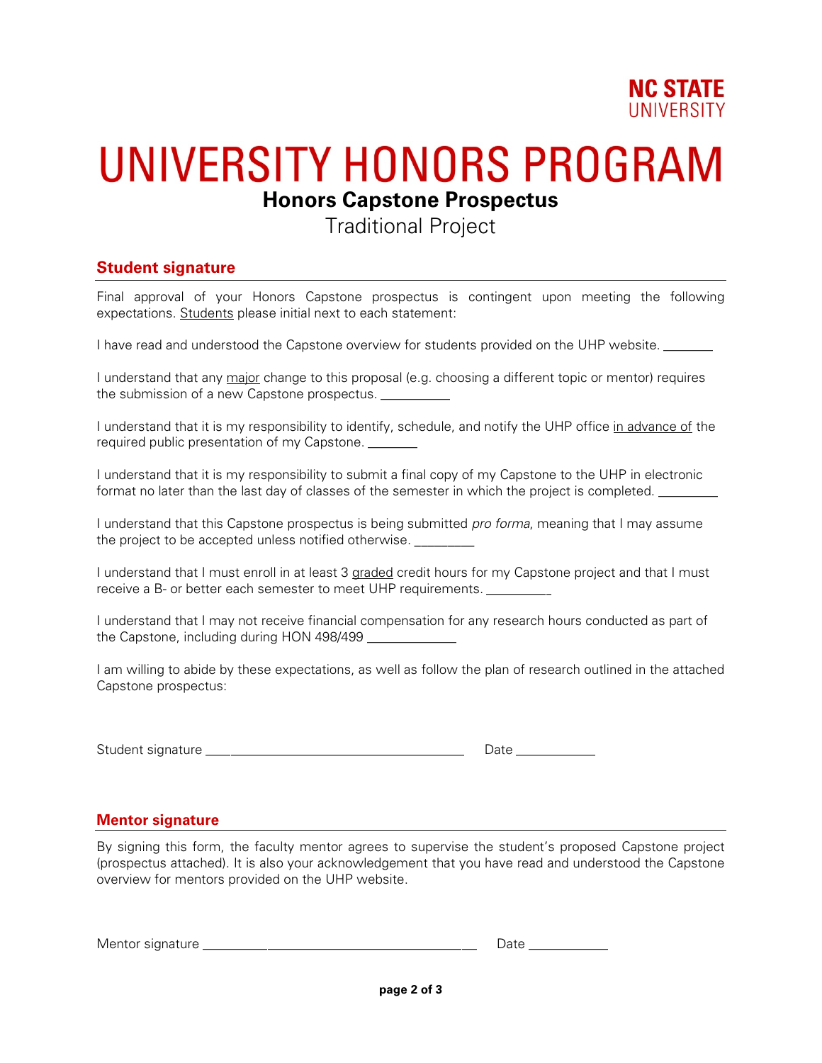NC STATE UNIVERSITY

# UNIVERSITY HONORS PROGRAM

## Honors Capstone Prospectus

Traditional Project

### Student signature

Final approval of your Honors Capstone prospectus is contingent upon meeting the following expectations. <u>Students</u> please initial next to each statement:

I have read and understood the Capstone overview for students provided on the UHP website. _______

I understand that any <u>major</u> change to this proposal (e.g. choosing a different topic or mentor) requires the submission of a new Capstone prospectus. _________

I understand that it is my responsibility to identify, schedule, and notify the UHP office <u>in advance of</u> the required public presentation of my Capstone. _______

I understand that it is my responsibility to submit a final copy of my Capstone to the UHP in electronic format no later than the last day of classes of the semester in which the project is completed. ________

I understand that this Capstone prospectus is being submitted *pro forma*, meaning that I may assume the project to be accepted unless notified otherwise. ________

I understand that I must enroll in at least 3 <u>graded</u> credit hours for my Capstone project and that I must receive a B- or better each semester to meet UHP requirements. _________

I understand that I may not receive financial compensation for any research hours conducted as part of the Capstone, including during HON 498/499 ____________

I am willing to abide by these expectations, as well as follow the plan of research outlined in the attached Capstone prospectus:

Student signature ___________________________________ Date ___________

### Mentor signature

By signing this form, the faculty mentor agrees to supervise the student's proposed Capstone project (prospectus attached). It is also your acknowledgement that you have read and understood the Capstone overview for mentors provided on the UHP website.

Mentor signature ___________________________________ Date ___________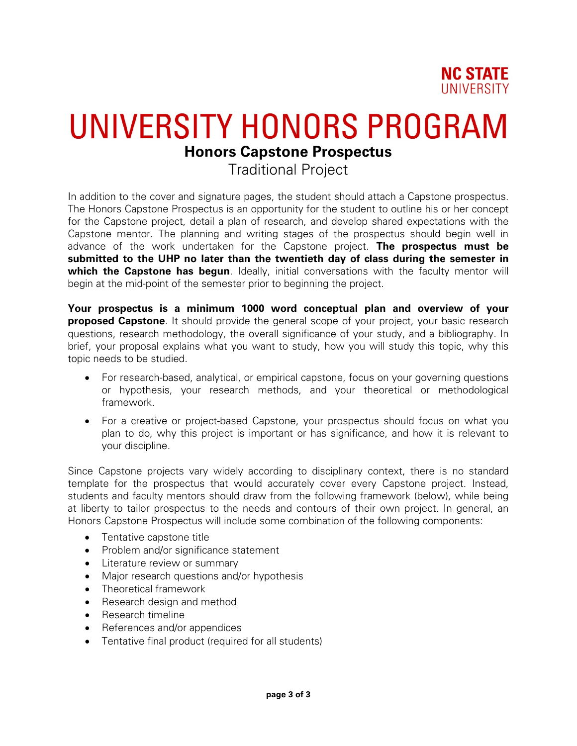NC STATE UNIVERSITY

# UNIVERSITY HONORS PROGRAM

## Honors Capstone Prospectus

Traditional Project

In addition to the cover and signature pages, the student should attach a Capstone prospectus. The Honors Capstone Prospectus is an opportunity for the student to outline his or her concept for the Capstone project, detail a plan of research, and develop shared expectations with the Capstone mentor. The planning and writing stages of the prospectus should begin well in advance of the work undertaken for the Capstone project. **The prospectus must be submitted to the UHP no later than the twentieth day of class during the semester in which the Capstone has begun**. Ideally, initial conversations with the faculty mentor will begin at the mid-point of the semester prior to beginning the project.

**Your prospectus is a minimum 1000 word conceptual plan and overview of your proposed Capstone**. It should provide the general scope of your project, your basic research questions, research methodology, the overall significance of your study, and a bibliography. In brief, your proposal explains what you want to study, how you will study this topic, why this topic needs to be studied.

- For research-based, analytical, or empirical capstone, focus on your governing questions or hypothesis, your research methods, and your theoretical or methodological framework.
- For a creative or project-based Capstone, your prospectus should focus on what you plan to do, why this project is important or has significance, and how it is relevant to your discipline.

Since Capstone projects vary widely according to disciplinary context, there is no standard template for the prospectus that would accurately cover every Capstone project. Instead, students and faculty mentors should draw from the following framework (below), while being at liberty to tailor prospectus to the needs and contours of their own project. In general, an Honors Capstone Prospectus will include some combination of the following components:

- Tentative capstone title
- Problem and/or significance statement
- Literature review or summary
- Major research questions and/or hypothesis
- Theoretical framework
- Research design and method
- Research timeline
- References and/or appendices
- Tentative final product (required for all students)